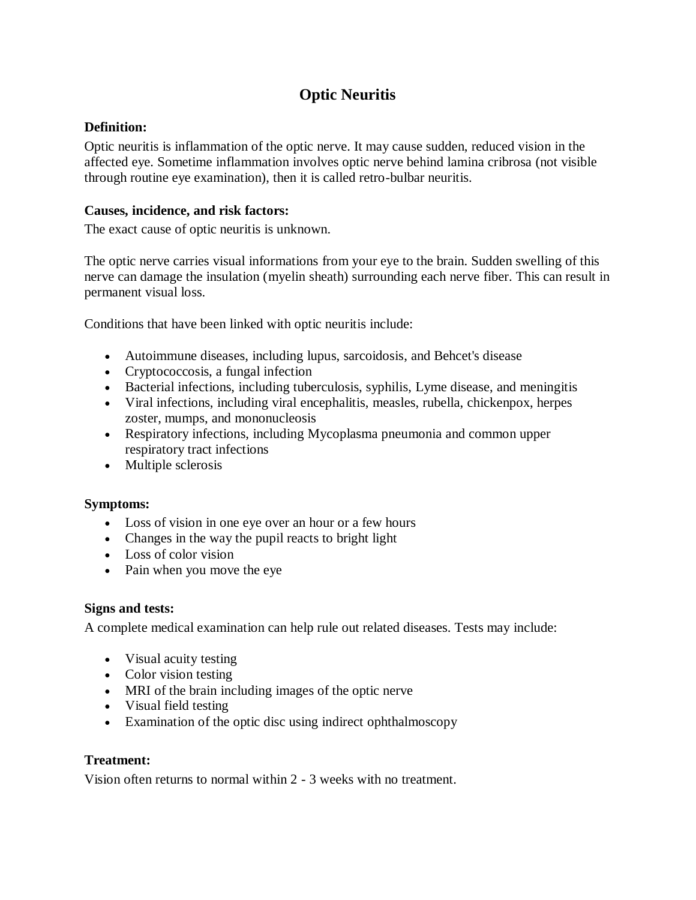# Optic Neuritis

**Definition:**

Optic neuritis is inflammation of the optic nerve. It may cause sudden, reduced vision in the affected eye. Sometime inflammation involves optic nerve behind lamina cribrosa (not visible through routine eye examination), then it is called retro-bulbar neuritis.

**Causes, incidence, and risk factors:**

The exact cause of optic neuritis is unknown.

The optic nerve carries visual informations from your eye to the brain. Sudden swelling of this nerve can damage the insulation (myelin sheath) surrounding each nerve fiber. This can result in permanent visual loss.

Conditions that have been linked with optic neuritis include:

- Autoimmune diseases, including lupus, sarcoidosis, and Behcet's disease
- Cryptococcosis, a fungal infection
- Bacterial infections, including tuberculosis, syphilis, Lyme disease, and meningitis
- Viral infections, including viral encephalitis, measles, rubella, chickenpox, herpes zoster, mumps, and mononucleosis
- Respiratory infections, including Mycoplasma pneumonia and common upper respiratory tract infections
- Multiple sclerosis

**Symptoms:**

- Loss of vision in one eye over an hour or a few hours
- Changes in the way the pupil reacts to bright light
- Loss of color vision
- Pain when you move the eye

**Signs and tests:**

A complete medical examination can help rule out related diseases. Tests may include:

- Visual acuity testing
- Color vision testing
- MRI of the brain including images of the optic nerve
- Visual field testing
- Examination of the optic disc using indirect ophthalmoscopy

**Treatment:**

Vision often returns to normal within 2 - 3 weeks with no treatment.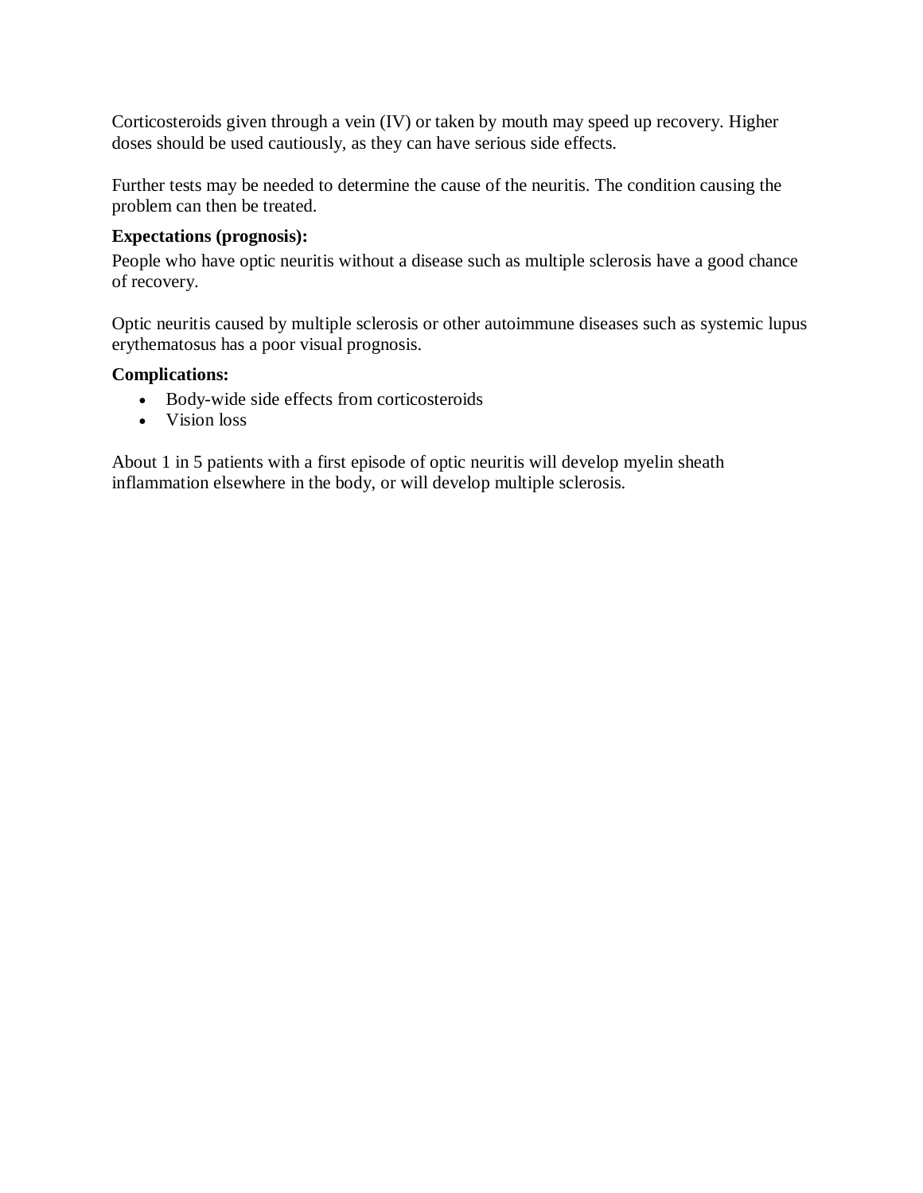Corticosteroids given through a vein (IV) or taken by mouth may speed up recovery. Higher doses should be used cautiously, as they can have serious side effects.

Further tests may be needed to determine the cause of the neuritis. The condition causing the problem can then be treated.

**Expectations (prognosis):**

People who have optic neuritis without a disease such as multiple sclerosis have a good chance of recovery.

Optic neuritis caused by multiple sclerosis or other autoimmune diseases such as systemic lupus erythematosus has a poor visual prognosis.

**Complications:**

- Body-wide side effects from corticosteroids
- Vision loss

About 1 in 5 patients with a first episode of optic neuritis will develop myelin sheath inflammation elsewhere in the body, or will develop multiple sclerosis.